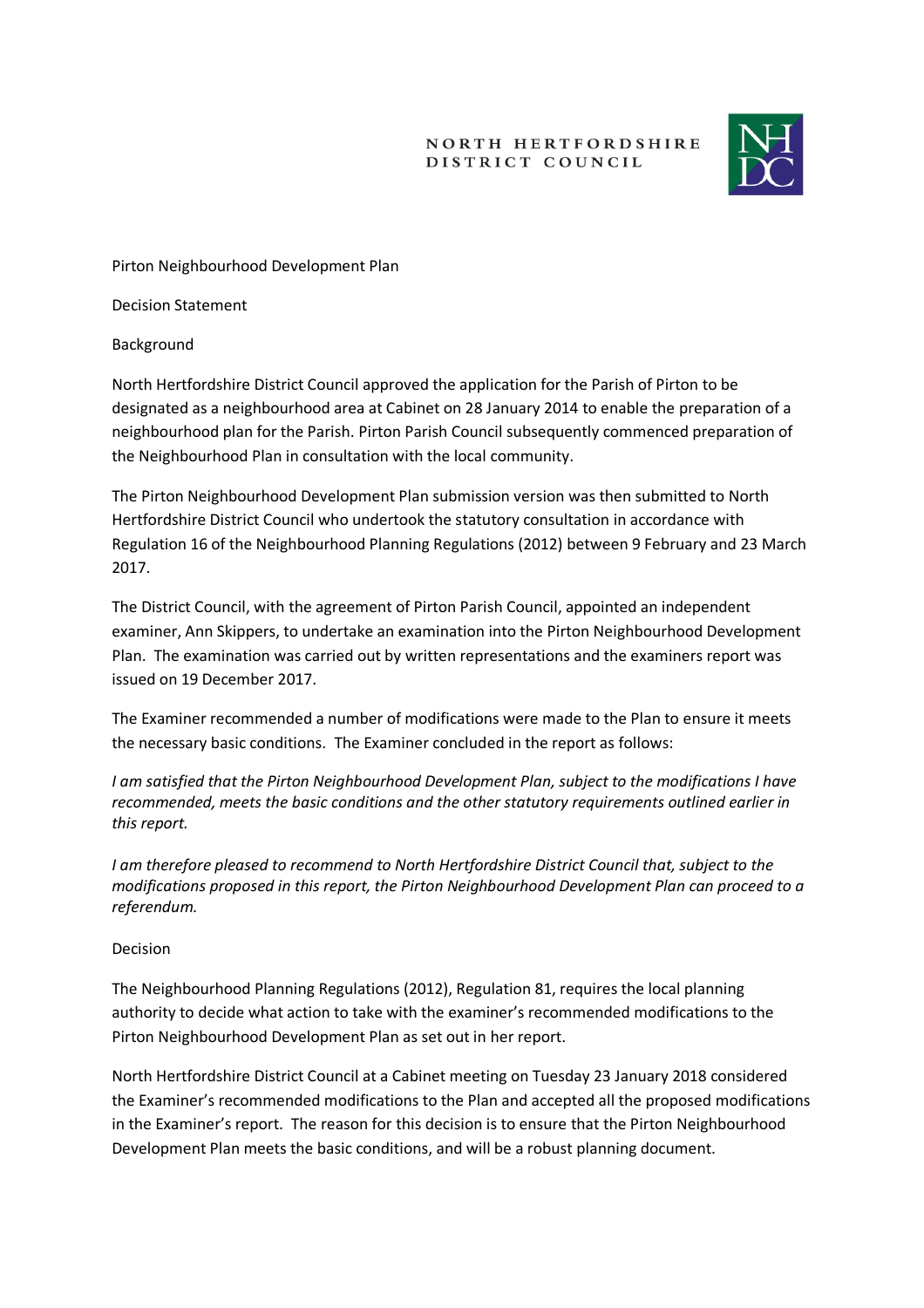NORTH HERTFORDSHIRE DISTRICT COUNCIL

# Pirton Neighbourhood Development Plan

## Decision Statement

### Background

North Hertfordshire District Council approved the application for the Parish of Pirton to be designated as a neighbourhood area at Cabinet on 28 January 2014 to enable the preparation of a neighbourhood plan for the Parish. Pirton Parish Council subsequently commenced preparation of the Neighbourhood Plan in consultation with the local community.

The Pirton Neighbourhood Development Plan submission version was then submitted to North Hertfordshire District Council who undertook the statutory consultation in accordance with Regulation 16 of the Neighbourhood Planning Regulations (2012) between 9 February and 23 March 2017.

The District Council, with the agreement of Pirton Parish Council, appointed an independent examiner, Ann Skippers, to undertake an examination into the Pirton Neighbourhood Development Plan. The examination was carried out by written representations and the examiners report was issued on 19 December 2017.

The Examiner recommended a number of modifications were made to the Plan to ensure it meets the necessary basic conditions. The Examiner concluded in the report as follows:

*I am satisfied that the Pirton Neighbourhood Development Plan, subject to the modifications I have recommended, meets the basic conditions and the other statutory requirements outlined earlier in this report.*

*I am therefore pleased to recommend to North Hertfordshire District Council that, subject to the modifications proposed in this report, the Pirton Neighbourhood Development Plan can proceed to a referendum.*

### Decision

The Neighbourhood Planning Regulations (2012), Regulation 81, requires the local planning authority to decide what action to take with the examiner's recommended modifications to the Pirton Neighbourhood Development Plan as set out in her report.

North Hertfordshire District Council at a Cabinet meeting on Tuesday 23 January 2018 considered the Examiner's recommended modifications to the Plan and accepted all the proposed modifications in the Examiner's report. The reason for this decision is to ensure that the Pirton Neighbourhood Development Plan meets the basic conditions, and will be a robust planning document.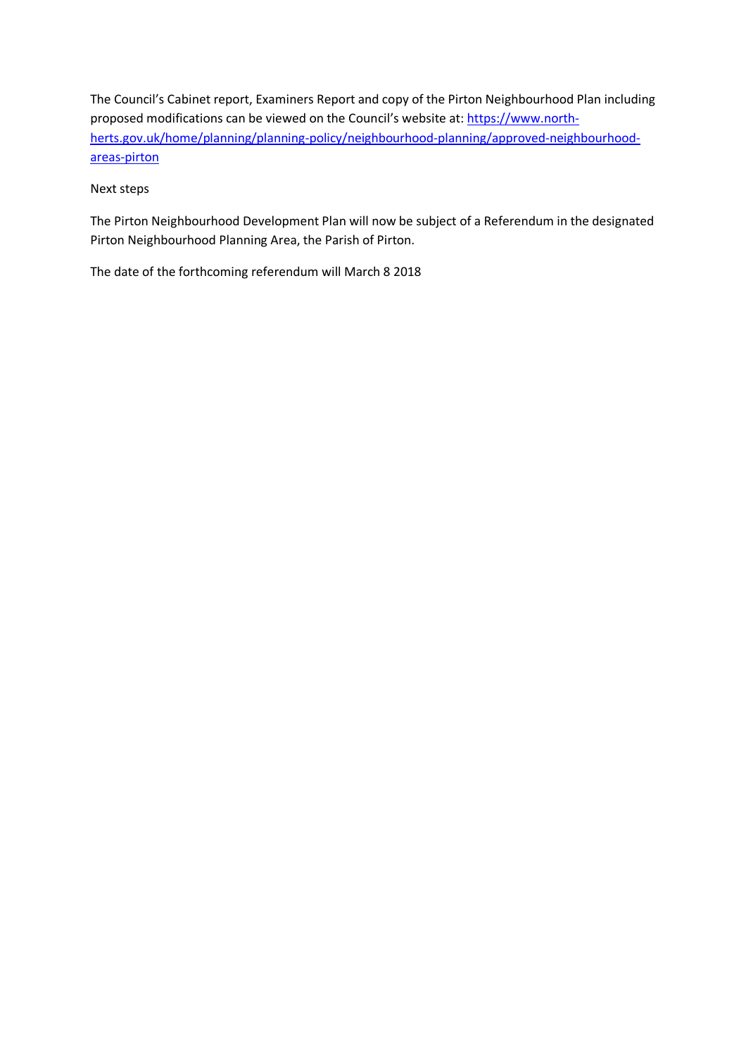The Council's Cabinet report, Examiners Report and copy of the Pirton Neighbourhood Plan including proposed modifications can be viewed on the Council's website at: [https://www.north-herts.gov.uk/home/planning/planning-policy/neighbourhood-planning/approved-neighbourhood-areas-pirton](https://www.north-herts.gov.uk/home/planning/planning-policy/neighbourhood-planning/approved-neighbourhood-areas-pirton)

Next steps

The Pirton Neighbourhood Development Plan will now be subject of a Referendum in the designated Pirton Neighbourhood Planning Area, the Parish of Pirton.

The date of the forthcoming referendum will March 8 2018